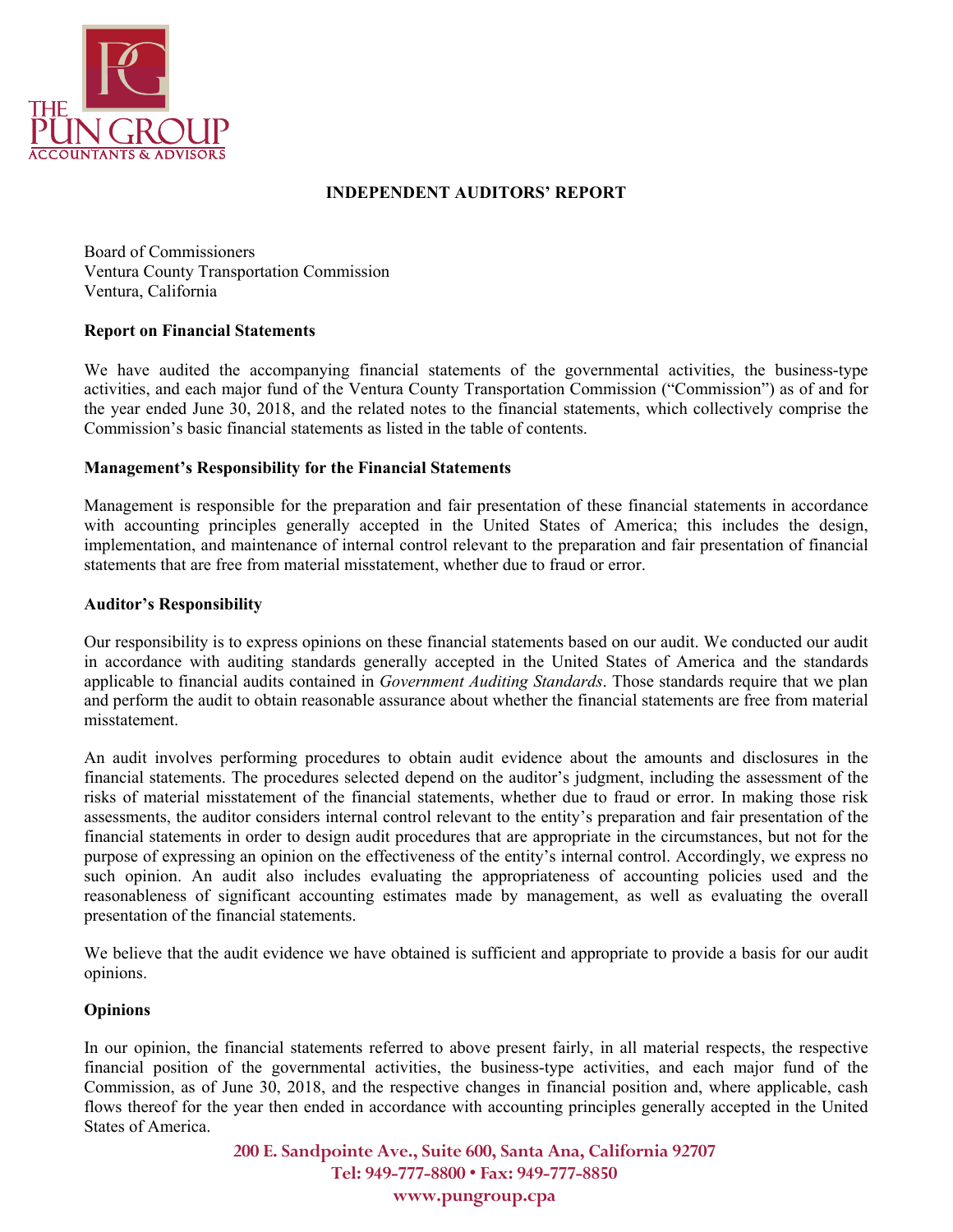THE PUN GROUP
ACCOUNTANTS & ADVISORS

# INDEPENDENT AUDITORS' REPORT

Board of Commissioners
Ventura County Transportation Commission
Ventura, California

**Report on Financial Statements**

We have audited the accompanying financial statements of the governmental activities, the business-type activities, and each major fund of the Ventura County Transportation Commission ("Commission") as of and for the year ended June 30, 2018, and the related notes to the financial statements, which collectively comprise the Commission's basic financial statements as listed in the table of contents.

**Management's Responsibility for the Financial Statements**

Management is responsible for the preparation and fair presentation of these financial statements in accordance with accounting principles generally accepted in the United States of America; this includes the design, implementation, and maintenance of internal control relevant to the preparation and fair presentation of financial statements that are free from material misstatement, whether due to fraud or error.

**Auditor's Responsibility**

Our responsibility is to express opinions on these financial statements based on our audit. We conducted our audit in accordance with auditing standards generally accepted in the United States of America and the standards applicable to financial audits contained in *Government Auditing Standards*. Those standards require that we plan and perform the audit to obtain reasonable assurance about whether the financial statements are free from material misstatement.

An audit involves performing procedures to obtain audit evidence about the amounts and disclosures in the financial statements. The procedures selected depend on the auditor's judgment, including the assessment of the risks of material misstatement of the financial statements, whether due to fraud or error. In making those risk assessments, the auditor considers internal control relevant to the entity's preparation and fair presentation of the financial statements in order to design audit procedures that are appropriate in the circumstances, but not for the purpose of expressing an opinion on the effectiveness of the entity's internal control. Accordingly, we express no such opinion. An audit also includes evaluating the appropriateness of accounting policies used and the reasonableness of significant accounting estimates made by management, as well as evaluating the overall presentation of the financial statements.

We believe that the audit evidence we have obtained is sufficient and appropriate to provide a basis for our audit opinions.

**Opinions**

In our opinion, the financial statements referred to above present fairly, in all material respects, the respective financial position of the governmental activities, the business-type activities, and each major fund of the Commission, as of June 30, 2018, and the respective changes in financial position and, where applicable, cash flows thereof for the year then ended in accordance with accounting principles generally accepted in the United States of America.

200 E. Sandpointe Ave., Suite 600, Santa Ana, California 92707
Tel: 949-777-8800 • Fax: 949-777-8850
www.pungroup.cpa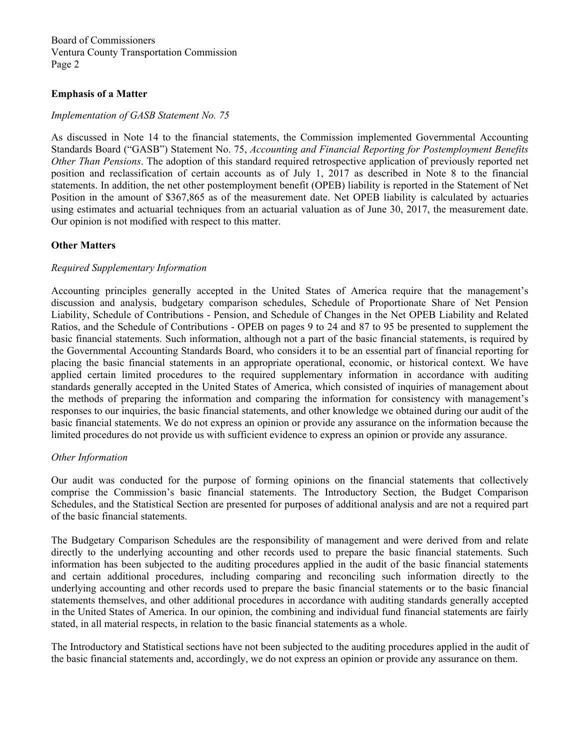Board of Commissioners
Ventura County Transportation Commission

## Emphasis of a Matter

*Implementation of GASB Statement No. 75*

As discussed in Note 14 to the financial statements, the Commission implemented Governmental Accounting Standards Board ("GASB") Statement No. 75, *Accounting and Financial Reporting for Postemployment Benefits Other Than Pensions*. The adoption of this standard required retrospective application of previously reported net position and reclassification of certain accounts as of July 1, 2017 as described in Note 8 to the financial statements. In addition, the net other postemployment benefit (OPEB) liability is reported in the Statement of Net Position in the amount of $367,865 as of the measurement date. Net OPEB liability is calculated by actuaries using estimates and actuarial techniques from an actuarial valuation as of June 30, 2017, the measurement date. Our opinion is not modified with respect to this matter.

## Other Matters

*Required Supplementary Information*

Accounting principles generally accepted in the United States of America require that the management's discussion and analysis, budgetary comparison schedules, Schedule of Proportionate Share of Net Pension Liability, Schedule of Contributions - Pension, and Schedule of Changes in the Net OPEB Liability and Related Ratios, and the Schedule of Contributions - OPEB on pages 9 to 24 and 87 to 95 be presented to supplement the basic financial statements. Such information, although not a part of the basic financial statements, is required by the Governmental Accounting Standards Board, who considers it to be an essential part of financial reporting for placing the basic financial statements in an appropriate operational, economic, or historical context. We have applied certain limited procedures to the required supplementary information in accordance with auditing standards generally accepted in the United States of America, which consisted of inquiries of management about the methods of preparing the information and comparing the information for consistency with management's responses to our inquiries, the basic financial statements, and other knowledge we obtained during our audit of the basic financial statements. We do not express an opinion or provide any assurance on the information because the limited procedures do not provide us with sufficient evidence to express an opinion or provide any assurance.

*Other Information*

Our audit was conducted for the purpose of forming opinions on the financial statements that collectively comprise the Commission's basic financial statements. The Introductory Section, the Budget Comparison Schedules, and the Statistical Section are presented for purposes of additional analysis and are not a required part of the basic financial statements.

The Budgetary Comparison Schedules are the responsibility of management and were derived from and relate directly to the underlying accounting and other records used to prepare the basic financial statements. Such information has been subjected to the auditing procedures applied in the audit of the basic financial statements and certain additional procedures, including comparing and reconciling such information directly to the underlying accounting and other records used to prepare the basic financial statements or to the basic financial statements themselves, and other additional procedures in accordance with auditing standards generally accepted in the United States of America. In our opinion, the combining and individual fund financial statements are fairly stated, in all material respects, in relation to the basic financial statements as a whole.

The Introductory and Statistical sections have not been subjected to the auditing procedures applied in the audit of the basic financial statements and, accordingly, we do not express an opinion or provide any assurance on them.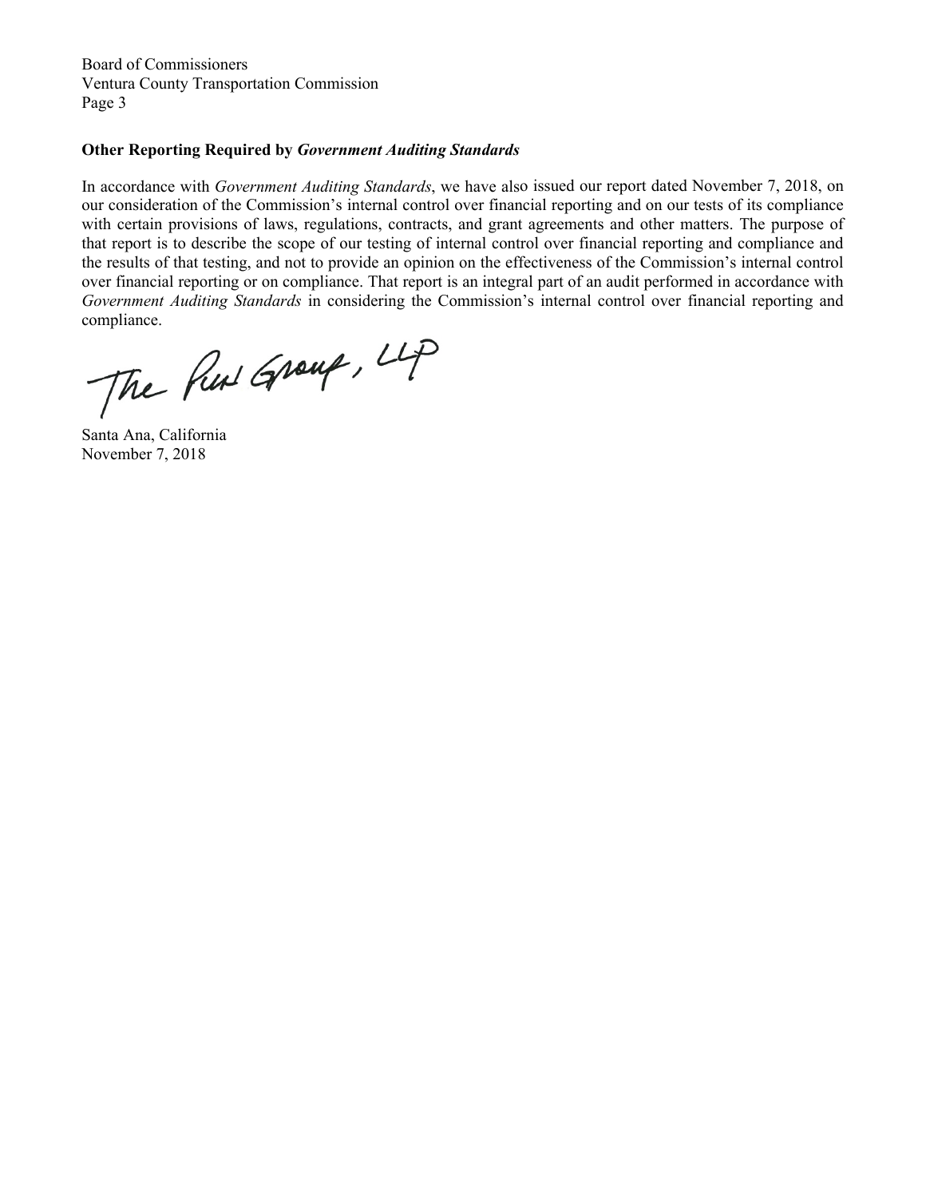Board of Commissioners
Ventura County Transportation Commission

## Other Reporting Required by *Government Auditing Standards*

In accordance with *Government Auditing Standards*, we have also issued our report dated November 7, 2018, on our consideration of the Commission's internal control over financial reporting and on our tests of its compliance with certain provisions of laws, regulations, contracts, and grant agreements and other matters. The purpose of that report is to describe the scope of our testing of internal control over financial reporting and compliance and the results of that testing, and not to provide an opinion on the effectiveness of the Commission's internal control over financial reporting or on compliance. That report is an integral part of an audit performed in accordance with *Government Auditing Standards* in considering the Commission's internal control over financial reporting and compliance.

The Pun Group, LLP

Santa Ana, California
November 7, 2018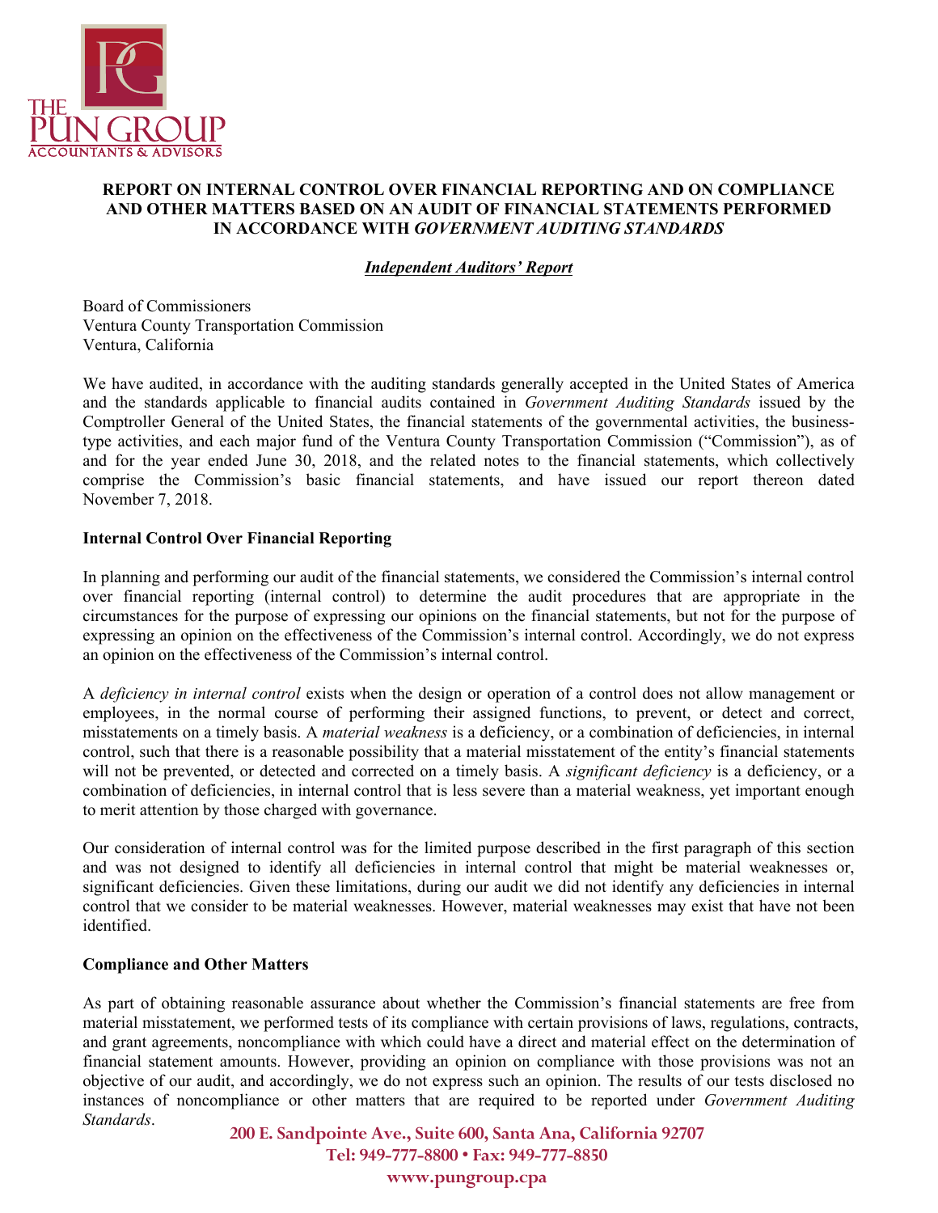THE PUN GROUP
ACCOUNTANTS & ADVISORS

**REPORT ON INTERNAL CONTROL OVER FINANCIAL REPORTING AND ON COMPLIANCE AND OTHER MATTERS BASED ON AN AUDIT OF FINANCIAL STATEMENTS PERFORMED IN ACCORDANCE WITH *GOVERNMENT AUDITING STANDARDS***

***Independent Auditors' Report***

Board of Commissioners
Ventura County Transportation Commission
Ventura, California

We have audited, in accordance with the auditing standards generally accepted in the United States of America and the standards applicable to financial audits contained in *Government Auditing Standards* issued by the Comptroller General of the United States, the financial statements of the governmental activities, the business-type activities, and each major fund of the Ventura County Transportation Commission ("Commission"), as of and for the year ended June 30, 2018, and the related notes to the financial statements, which collectively comprise the Commission's basic financial statements, and have issued our report thereon dated November 7, 2018.

**Internal Control Over Financial Reporting**

In planning and performing our audit of the financial statements, we considered the Commission's internal control over financial reporting (internal control) to determine the audit procedures that are appropriate in the circumstances for the purpose of expressing our opinions on the financial statements, but not for the purpose of expressing an opinion on the effectiveness of the Commission's internal control. Accordingly, we do not express an opinion on the effectiveness of the Commission's internal control.

A *deficiency in internal control* exists when the design or operation of a control does not allow management or employees, in the normal course of performing their assigned functions, to prevent, or detect and correct, misstatements on a timely basis. A *material weakness* is a deficiency, or a combination of deficiencies, in internal control, such that there is a reasonable possibility that a material misstatement of the entity's financial statements will not be prevented, or detected and corrected on a timely basis. A *significant deficiency* is a deficiency, or a combination of deficiencies, in internal control that is less severe than a material weakness, yet important enough to merit attention by those charged with governance.

Our consideration of internal control was for the limited purpose described in the first paragraph of this section and was not designed to identify all deficiencies in internal control that might be material weaknesses or, significant deficiencies. Given these limitations, during our audit we did not identify any deficiencies in internal control that we consider to be material weaknesses. However, material weaknesses may exist that have not been identified.

**Compliance and Other Matters**

As part of obtaining reasonable assurance about whether the Commission's financial statements are free from material misstatement, we performed tests of its compliance with certain provisions of laws, regulations, contracts, and grant agreements, noncompliance with which could have a direct and material effect on the determination of financial statement amounts. However, providing an opinion on compliance with those provisions was not an objective of our audit, and accordingly, we do not express such an opinion. The results of our tests disclosed no instances of noncompliance or other matters that are required to be reported under *Government Auditing Standards*.

200 E. Sandpointe Ave., Suite 600, Santa Ana, California 92707
Tel: 949-777-8800 • Fax: 949-777-8850
www.pungroup.cpa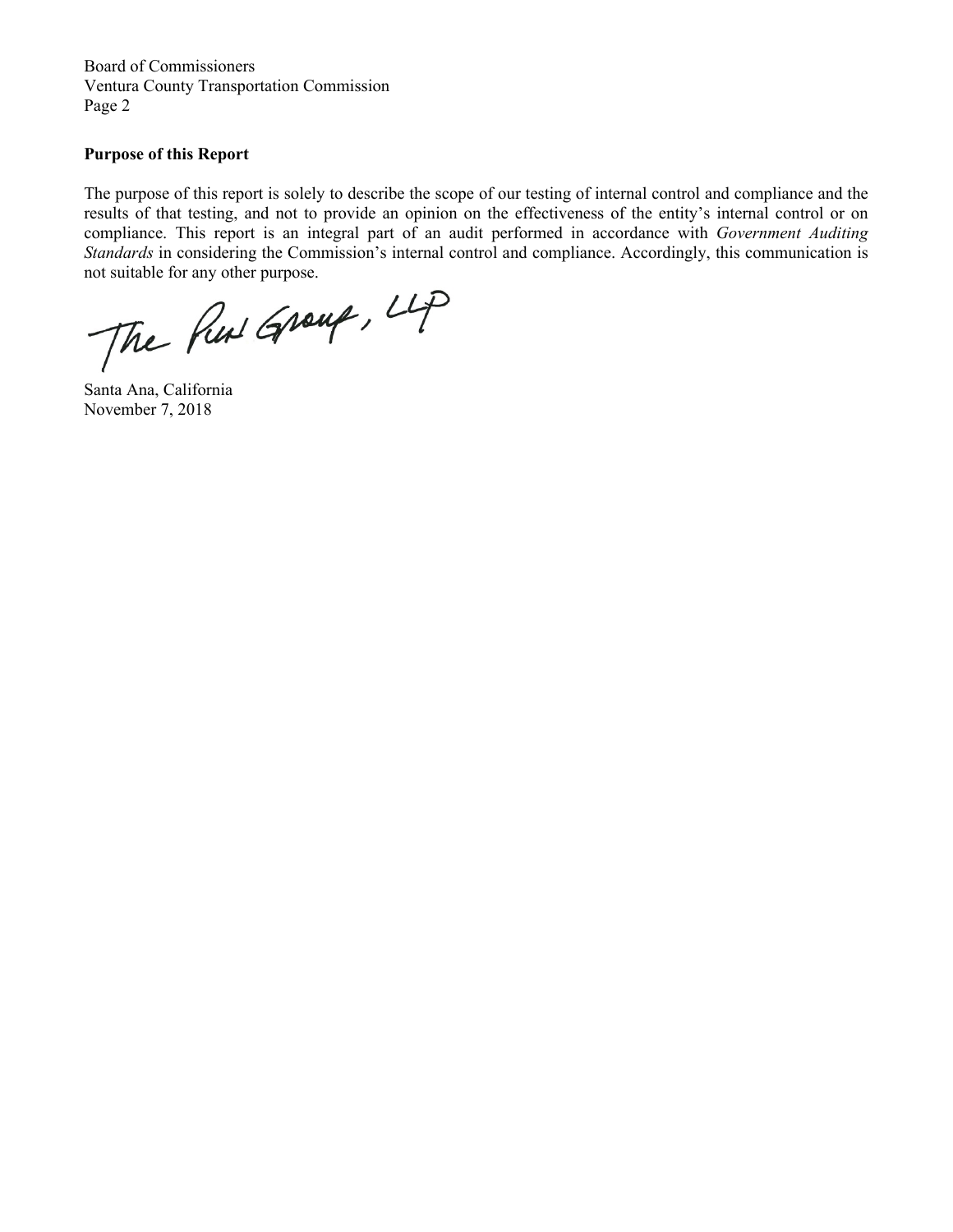Board of Commissioners
Ventura County Transportation Commission
Page 2

**Purpose of this Report**

The purpose of this report is solely to describe the scope of our testing of internal control and compliance and the results of that testing, and not to provide an opinion on the effectiveness of the entity's internal control or on compliance. This report is an integral part of an audit performed in accordance with *Government Auditing Standards* in considering the Commission's internal control and compliance. Accordingly, this communication is not suitable for any other purpose.

The Pun Group, LLP

Santa Ana, California
November 7, 2018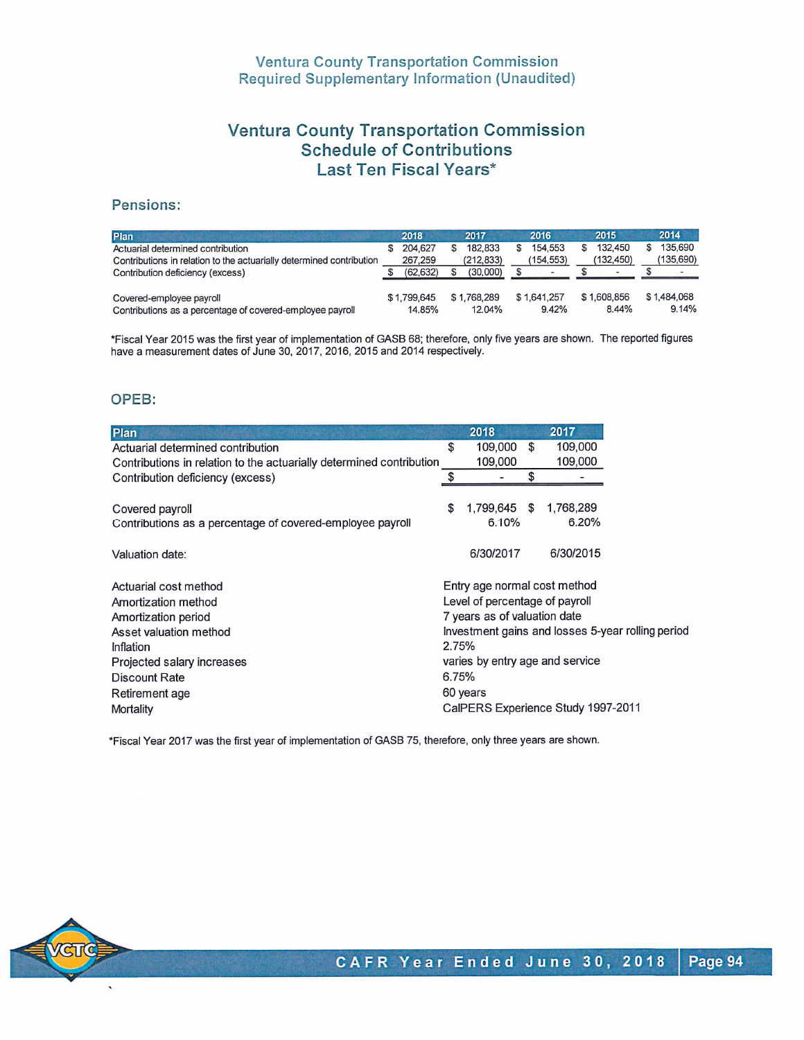## Ventura County Transportation Commission
## Required Supplementary Information (Unaudited)

# Ventura County Transportation Commission
# Schedule of Contributions
# Last Ten Fiscal Years*

### Pensions:

| Plan | 2018 | 2017 | 2016 | 2015 | 2014 |
|---|---|---|---|---|---|
| Actuarial determined contribution | $ 204,627 | $ 182,833 | $ 154,553 | $ 132,450 | $ 135,690 |
| Contributions in relation to the actuarially determined contribution | 267,259 | (212,833) | (154,553) | (132,450) | (135,690) |
| Contribution deficiency (excess) | $ (62,632) | $ (30,000) | $ - | $ - | $ - |
| | | | | | |
| Covered-employee payroll | $ 1,799,645 | $ 1,768,289 | $ 1,641,257 | $ 1,608,856 | $ 1,484,068 |
| Contributions as a percentage of covered-employee payroll | 14.85% | 12.04% | 9.42% | 8.44% | 9.14% |

*Fiscal Year 2015 was the first year of implementation of GASB 68; therefore, only five years are shown. The reported figures have a measurement dates of June 30, 2017, 2016, 2015 and 2014 respectively.

### OPEB:

| Plan | 2018 | 2017 |
|---|---|---|
| Actuarial determined contribution | $ 109,000 | $ 109,000 |
| Contributions in relation to the actuarially determined contribution | 109,000 | 109,000 |
| Contribution deficiency (excess) | $ - | $ - |
| | | |
| Covered payroll | $ 1,799,645 | $ 1,768,289 |
| Contributions as a percentage of covered-employee payroll | 6.10% | 6.20% |
| | | |
| Valuation date: | 6/30/2017 | 6/30/2015 |

| | |
|---|---|
| Actuarial cost method | Entry age normal cost method |
| Amortization method | Level of percentage of payroll |
| Amortization period | 7 years as of valuation date |
| Asset valuation method | Investment gains and losses 5-year rolling period |
| Inflation | 2.75% |
| Projected salary increases | varies by entry age and service |
| Discount Rate | 6.75% |
| Retirement age | 60 years |
| Mortality | CalPERS Experience Study 1997-2011 |

*Fiscal Year 2017 was the first year of implementation of GASB 75, therefore, only three years are shown.